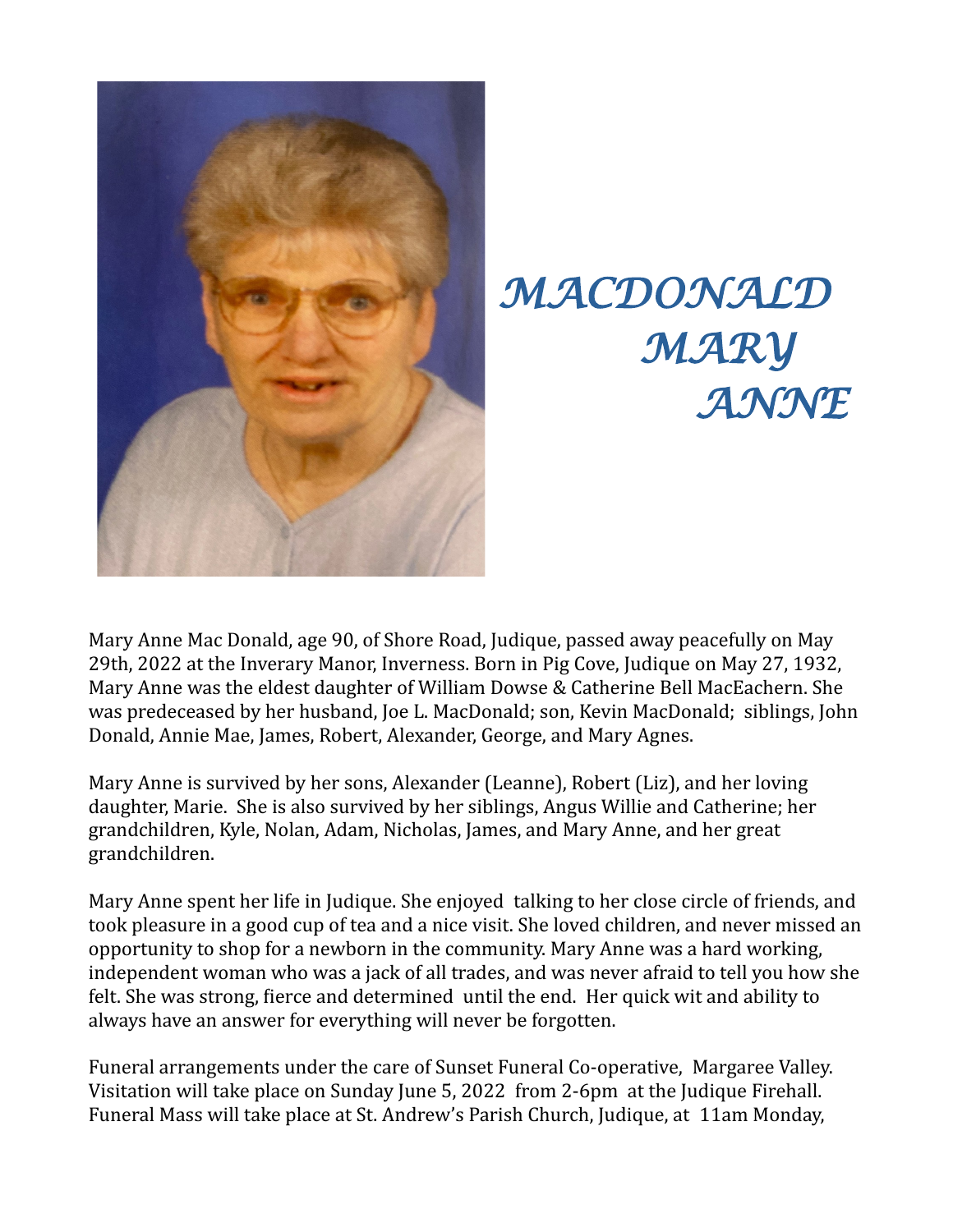# MACDONALD MARY ANNE

Mary Anne Mac Donald, age 90, of Shore Road, Judique, passed away peacefully on May 29th, 2022 at the Inverary Manor, Inverness. Born in Pig Cove, Judique on May 27, 1932, Mary Anne was the eldest daughter of William Dowse & Catherine Bell MacEachern. She was predeceased by her husband, Joe L. MacDonald; son, Kevin MacDonald; siblings, John Donald, Annie Mae, James, Robert, Alexander, George, and Mary Agnes.

Mary Anne is survived by her sons, Alexander (Leanne), Robert (Liz), and her loving daughter, Marie. She is also survived by her siblings, Angus Willie and Catherine; her grandchildren, Kyle, Nolan, Adam, Nicholas, James, and Mary Anne, and her great grandchildren.

Mary Anne spent her life in Judique. She enjoyed talking to her close circle of friends, and took pleasure in a good cup of tea and a nice visit. She loved children, and never missed an opportunity to shop for a newborn in the community. Mary Anne was a hard working, independent woman who was a jack of all trades, and was never afraid to tell you how she felt. She was strong, fierce and determined until the end. Her quick wit and ability to always have an answer for everything will never be forgotten.

Funeral arrangements under the care of Sunset Funeral Co-operative, Margaree Valley. Visitation will take place on Sunday June 5, 2022 from 2-6pm at the Judique Firehall. Funeral Mass will take place at St. Andrew's Parish Church, Judique, at 11am Monday,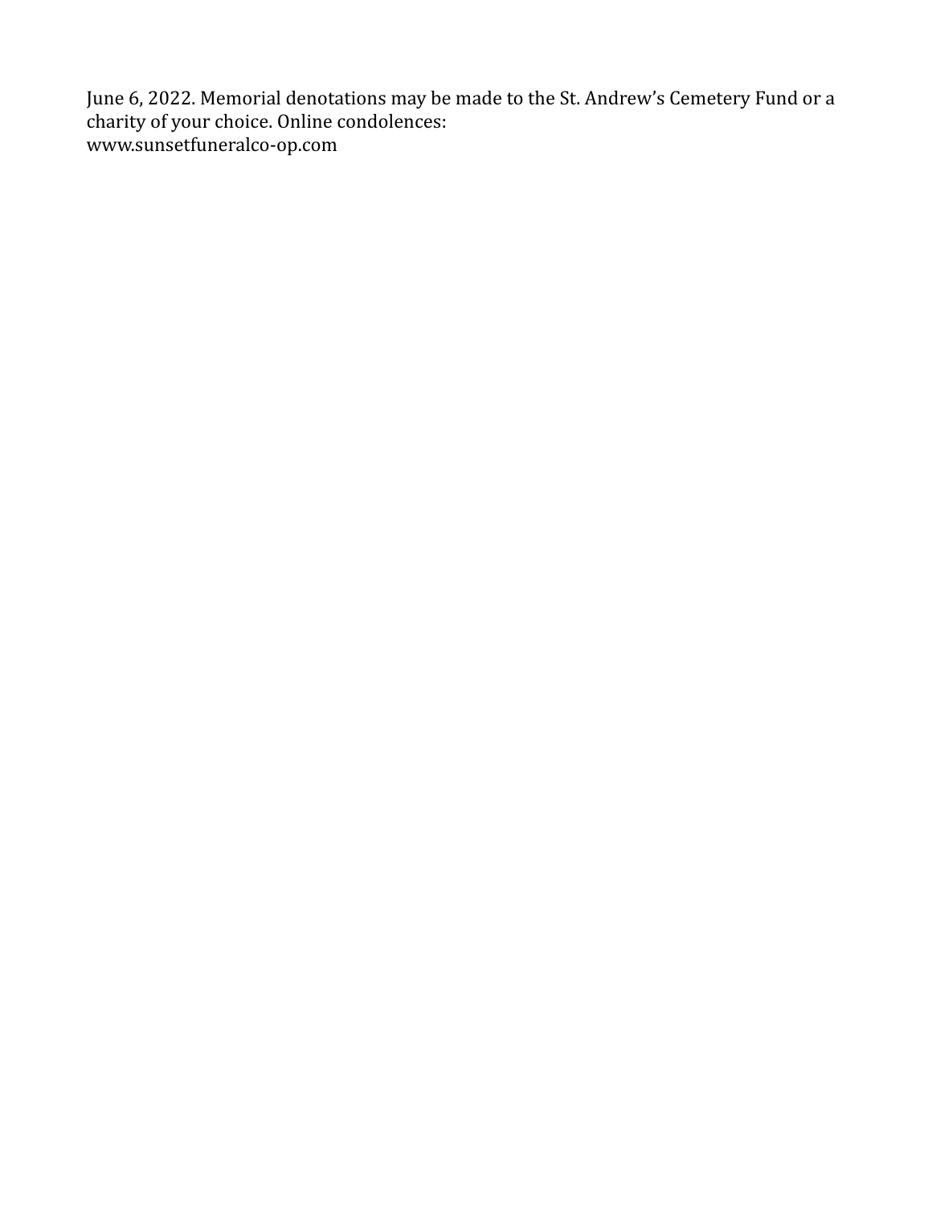June 6, 2022. Memorial denotations may be made to the St. Andrew's Cemetery Fund or a charity of your choice. Online condolences:
www.sunsetfuneralco-op.com